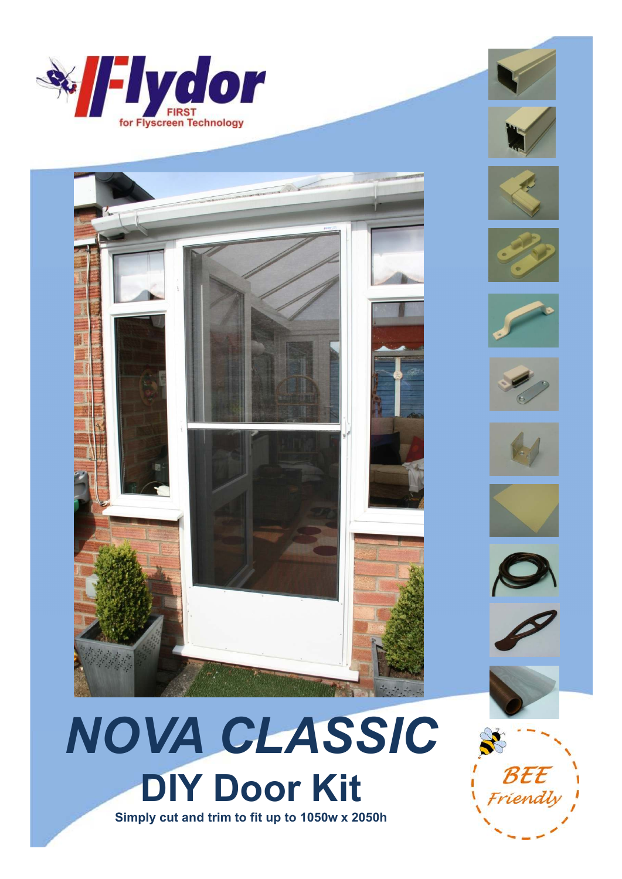Flydor

FIRST
for Flyscreen Technology

# NOVA CLASSIC

## DIY Door Kit

**Simply cut and trim to fit up to 1050w x 2050h**

BEE Friendly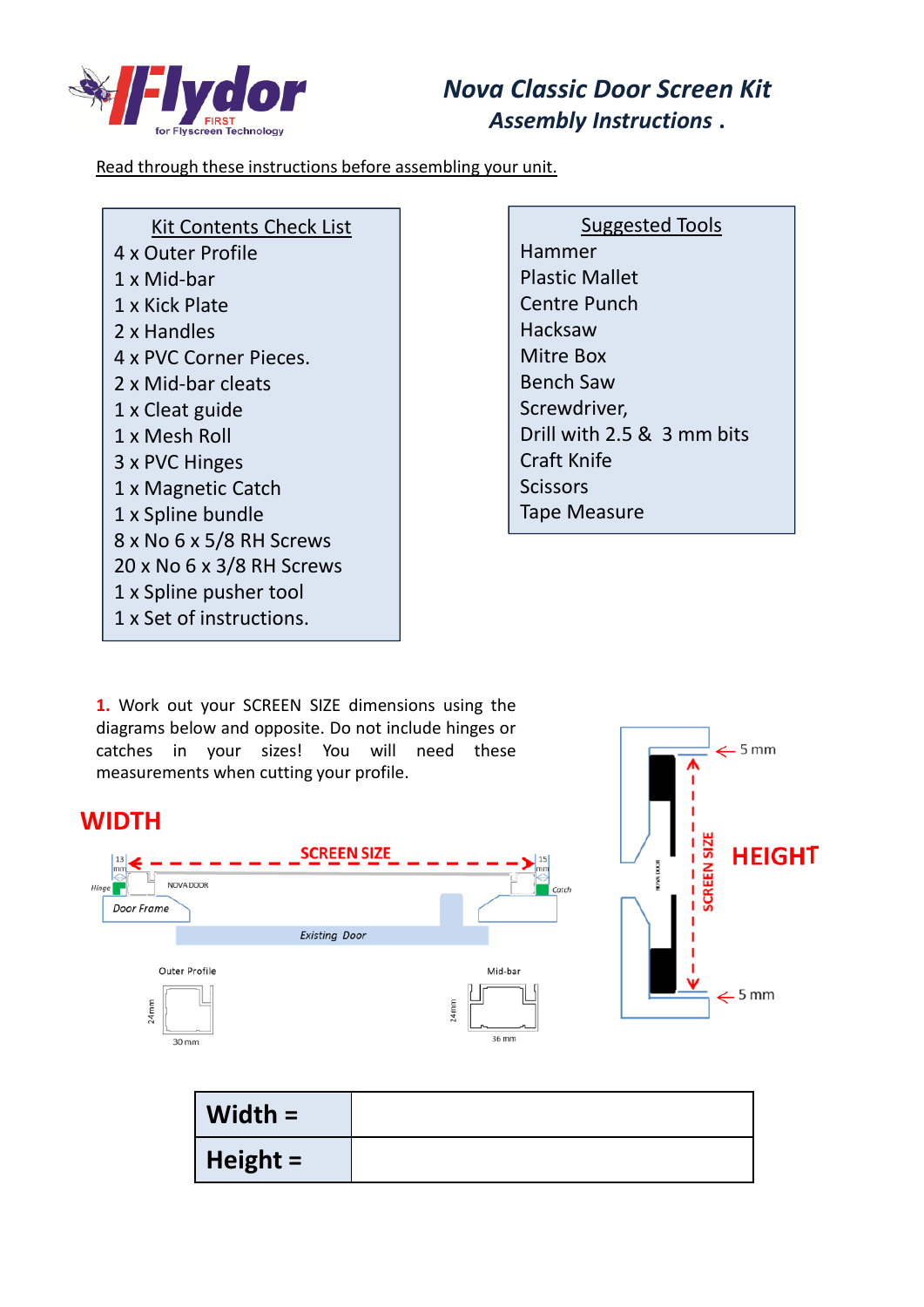# Nova Classic Door Screen Kit
## *Assembly Instructions .*

Read through these instructions before assembling your unit.

| Kit Contents Check List |
|---|
| 4 x Outer Profile |
| 1 x Mid-bar |
| 1 x Kick Plate |
| 2 x Handles |
| 4 x PVC Corner Pieces. |
| 2 x Mid-bar cleats |
| 1 x Cleat guide |
| 1 x Mesh Roll |
| 3 x PVC Hinges |
| 1 x Magnetic Catch |
| 1 x Spline bundle |
| 8 x No 6 x 5/8 RH Screws |
| 20 x No 6 x 3/8 RH Screws |
| 1 x Spline pusher tool |
| 1 x Set of instructions. |

| Suggested Tools |
|---|
| Hammer |
| Plastic Mallet |
| Centre Punch |
| Hacksaw |
| Mitre Box |
| Bench Saw |
| Screwdriver, |
| Drill with 2.5 & 3 mm bits |
| Craft Knife |
| Scissors |
| Tape Measure |

**1.** Work out your SCREEN SIZE dimensions using the diagrams below and opposite. Do not include hinges or catches in your sizes! You will need these measurements when cutting your profile.

**WIDTH**

SCREEN SIZE

13 mm — Hinge — NOVA DOOR — 15 mm — Catch

Door Frame

Existing Door

Outer Profile — 24mm — 30 mm

Mid-bar — 24mm — 36 mm

**HEIGHT**

5 mm

SCREEN SIZE

5 mm

| Width = | |
|---|---|
| **Height =** | |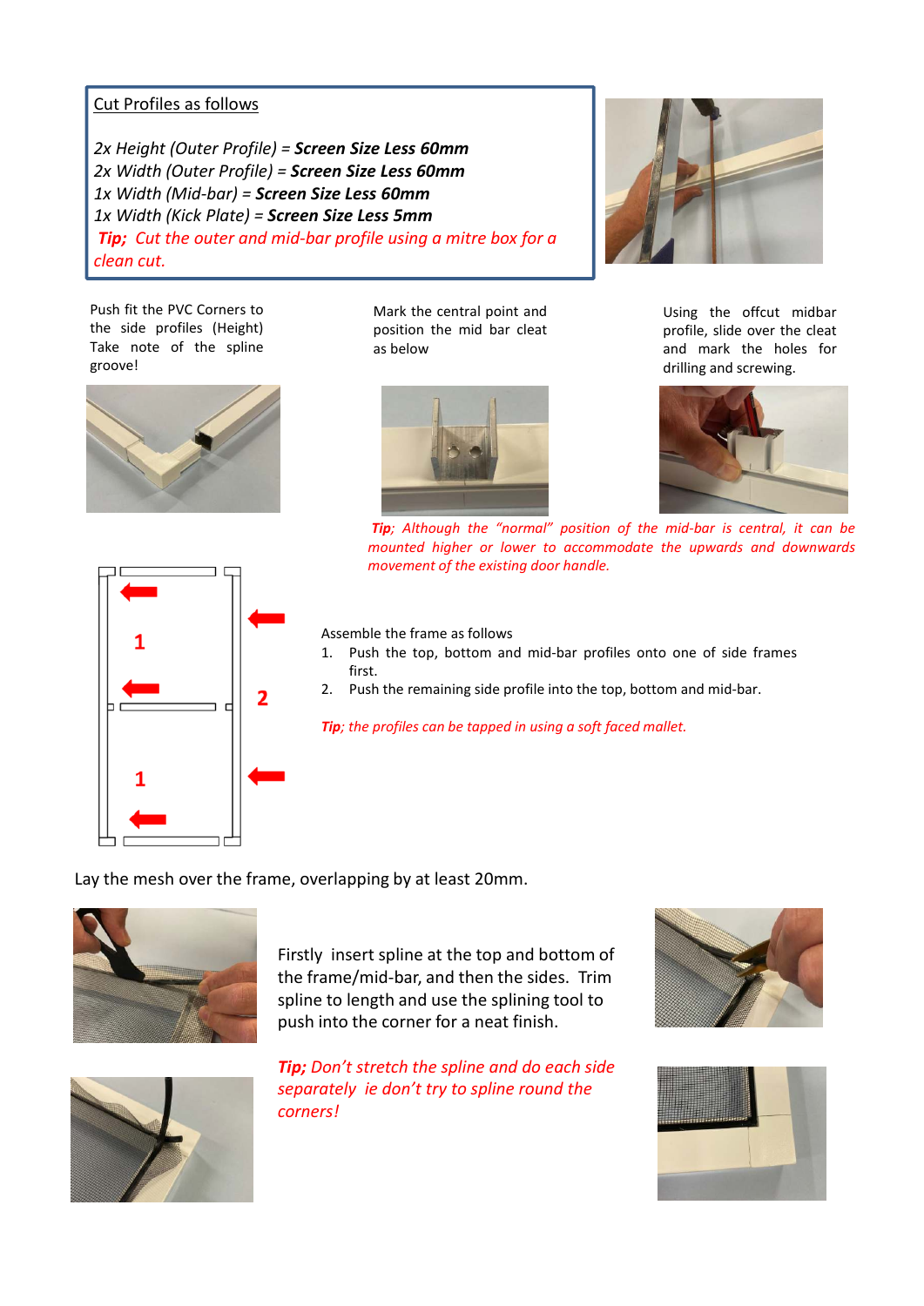Cut Profiles as follows

*2x Height (Outer Profile) =* ***Screen Size Less 60mm***
*2x Width (Outer Profile) =* ***Screen Size Less 60mm***
*1x Width (Mid-bar) =* ***Screen Size Less 60mm***
*1x Width (Kick Plate) =* ***Screen Size Less 5mm***
***Tip;*** *Cut the outer and mid-bar profile using a mitre box for a clean cut.*

Push fit the PVC Corners to the side profiles (Height) Take note of the spline groove!

Mark the central point and position the mid bar cleat as below

Using the offcut midbar profile, slide over the cleat and mark the holes for drilling and screwing.

***Tip;*** *Although the "normal" position of the mid-bar is central, it can be mounted higher or lower to accommodate the upwards and downwards movement of the existing door handle.*

1

2

1

Assemble the frame as follows

1. Push the top, bottom and mid-bar profiles onto one of side frames first.
2. Push the remaining side profile into the top, bottom and mid-bar.

***Tip****; the profiles can be tapped in using a soft faced mallet.*

Lay the mesh over the frame, overlapping by at least 20mm.

Firstly insert spline at the top and bottom of the frame/mid-bar, and then the sides. Trim spline to length and use the splining tool to push into the corner for a neat finish.

***Tip;*** *Don't stretch the spline and do each side separately ie don't try to spline round the corners!*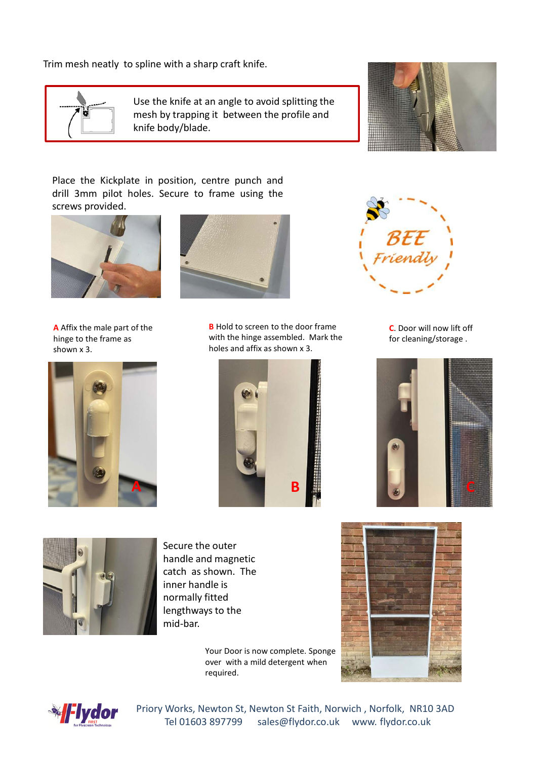Trim mesh neatly to spline with a sharp craft knife.

Use the knife at an angle to avoid splitting the mesh by trapping it between the profile and knife body/blade.

Place the Kickplate in position, centre punch and drill 3mm pilot holes. Secure to frame using the screws provided.

BEE Friendly

**A** Affix the male part of the hinge to the frame as shown x 3.

**B** Hold to screen to the door frame with the hinge assembled. Mark the holes and affix as shown x 3.

**C**. Door will now lift off for cleaning/storage .

Secure the outer handle and magnetic catch as shown. The inner handle is normally fitted lengthways to the mid-bar.

Your Door is now complete. Sponge over with a mild detergent when required.

Flydor FIRST for Flyscreen Technology

Priory Works, Newton St, Newton St Faith, Norwich , Norfolk, NR10 3AD
Tel 01603 897799 sales@flydor.co.uk www. flydor.co.uk